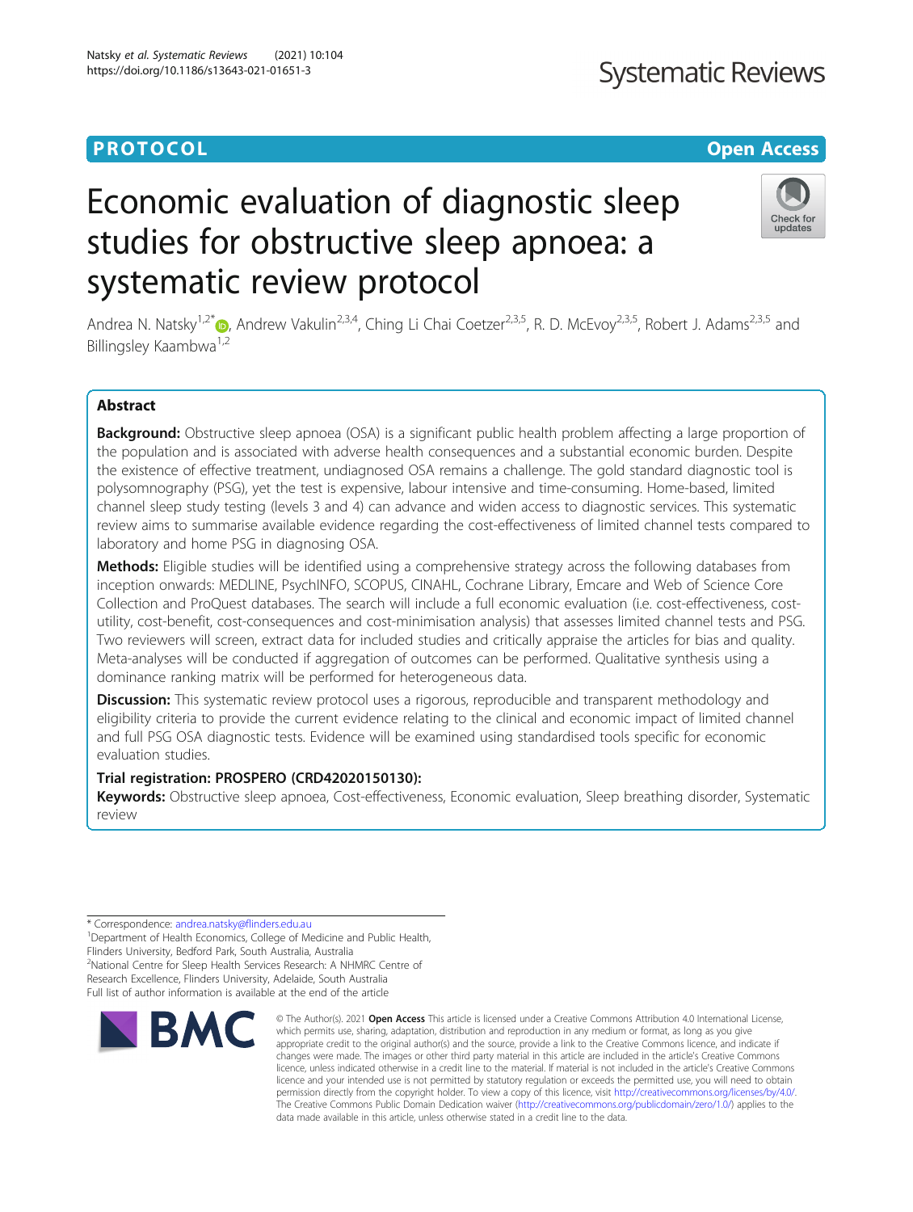PROTOCOL **Open Access**

# Economic evaluation of diagnostic sleep studies for obstructive sleep apnoea: a systematic review protocol

Andrea N. Natsky[1,2*], Andrew Vakulin[2,3,4], Ching Li Chai Coetzer[2,3,5], R. D. McEvoy[2,3,5], Robert J. Adams[2,3,5] and Billingsley Kaambwa[1,2]

## Abstract

**Background:** Obstructive sleep apnoea (OSA) is a significant public health problem affecting a large proportion of the population and is associated with adverse health consequences and a substantial economic burden. Despite the existence of effective treatment, undiagnosed OSA remains a challenge. The gold standard diagnostic tool is polysomnography (PSG), yet the test is expensive, labour intensive and time-consuming. Home-based, limited channel sleep study testing (levels 3 and 4) can advance and widen access to diagnostic services. This systematic review aims to summarise available evidence regarding the cost-effectiveness of limited channel tests compared to laboratory and home PSG in diagnosing OSA.

**Methods:** Eligible studies will be identified using a comprehensive strategy across the following databases from inception onwards: MEDLINE, PsychINFO, SCOPUS, CINAHL, Cochrane Library, Emcare and Web of Science Core Collection and ProQuest databases. The search will include a full economic evaluation (i.e. cost-effectiveness, cost-utility, cost-benefit, cost-consequences and cost-minimisation analysis) that assesses limited channel tests and PSG. Two reviewers will screen, extract data for included studies and critically appraise the articles for bias and quality. Meta-analyses will be conducted if aggregation of outcomes can be performed. Qualitative synthesis using a dominance ranking matrix will be performed for heterogeneous data.

**Discussion:** This systematic review protocol uses a rigorous, reproducible and transparent methodology and eligibility criteria to provide the current evidence relating to the clinical and economic impact of limited channel and full PSG OSA diagnostic tests. Evidence will be examined using standardised tools specific for economic evaluation studies.

**Trial registration: PROSPERO (CRD42020150130):**

**Keywords:** Obstructive sleep apnoea, Cost-effectiveness, Economic evaluation, Sleep breathing disorder, Systematic review

---

* Correspondence: andrea.natsky@flinders.edu.au

[1]Department of Health Economics, College of Medicine and Public Health, Flinders University, Bedford Park, South Australia, Australia

[2]National Centre for Sleep Health Services Research: A NHMRC Centre of Research Excellence, Flinders University, Adelaide, South Australia

Full list of author information is available at the end of the article

© The Author(s). 2021 **Open Access** This article is licensed under a Creative Commons Attribution 4.0 International License, which permits use, sharing, adaptation, distribution and reproduction in any medium or format, as long as you give appropriate credit to the original author(s) and the source, provide a link to the Creative Commons licence, and indicate if changes were made. The images or other third party material in this article are included in the article's Creative Commons licence, unless indicated otherwise in a credit line to the material. If material is not included in the article's Creative Commons licence and your intended use is not permitted by statutory regulation or exceeds the permitted use, you will need to obtain permission directly from the copyright holder. To view a copy of this licence, visit http://creativecommons.org/licenses/by/4.0/. The Creative Commons Public Domain Dedication waiver (http://creativecommons.org/publicdomain/zero/1.0/) applies to the data made available in this article, unless otherwise stated in a credit line to the data.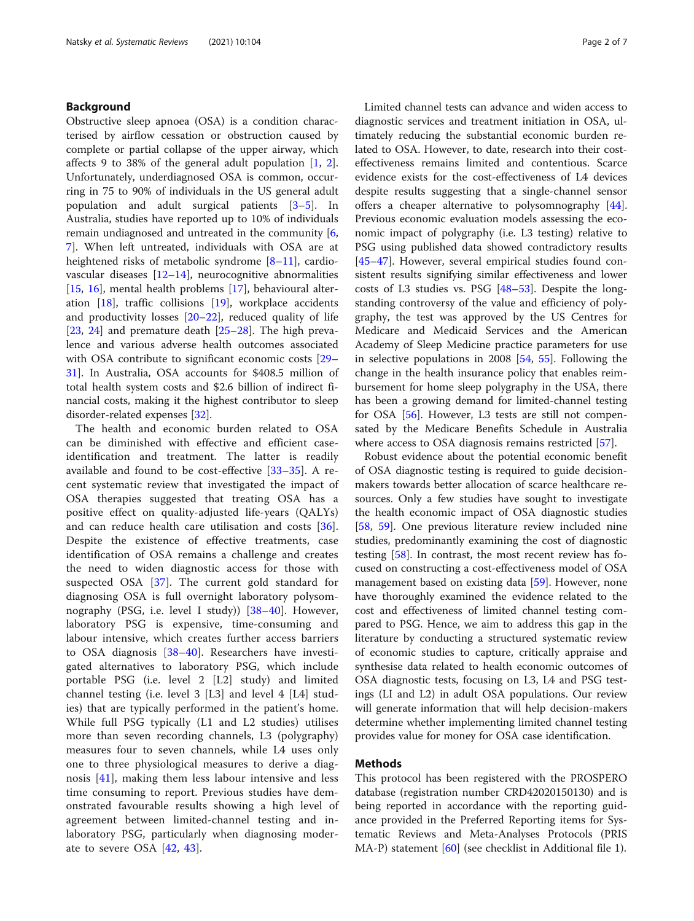## Background

Obstructive sleep apnoea (OSA) is a condition characterised by airflow cessation or obstruction caused by complete or partial collapse of the upper airway, which affects 9 to 38% of the general adult population [1, 2]. Unfortunately, underdiagnosed OSA is common, occurring in 75 to 90% of individuals in the US general adult population and adult surgical patients [3–5]. In Australia, studies have reported up to 10% of individuals remain undiagnosed and untreated in the community [6, 7]. When left untreated, individuals with OSA are at heightened risks of metabolic syndrome [8–11], cardiovascular diseases [12–14], neurocognitive abnormalities [15, 16], mental health problems [17], behavioural alteration [18], traffic collisions [19], workplace accidents and productivity losses [20–22], reduced quality of life [23, 24] and premature death [25–28]. The high prevalence and various adverse health outcomes associated with OSA contribute to significant economic costs [29–31]. In Australia, OSA accounts for $408.5 million of total health system costs and $2.6 billion of indirect financial costs, making it the highest contributor to sleep disorder-related expenses [32].

The health and economic burden related to OSA can be diminished with effective and efficient case-identification and treatment. The latter is readily available and found to be cost-effective [33–35]. A recent systematic review that investigated the impact of OSA therapies suggested that treating OSA has a positive effect on quality-adjusted life-years (QALYs) and can reduce health care utilisation and costs [36]. Despite the existence of effective treatments, case identification of OSA remains a challenge and creates the need to widen diagnostic access for those with suspected OSA [37]. The current gold standard for diagnosing OSA is full overnight laboratory polysomnography (PSG, i.e. level I study)) [38–40]. However, laboratory PSG is expensive, time-consuming and labour intensive, which creates further access barriers to OSA diagnosis [38–40]. Researchers have investigated alternatives to laboratory PSG, which include portable PSG (i.e. level 2 [L2] study) and limited channel testing (i.e. level 3 [L3] and level 4 [L4] studies) that are typically performed in the patient's home. While full PSG typically (L1 and L2 studies) utilises more than seven recording channels, L3 (polygraphy) measures four to seven channels, while L4 uses only one to three physiological measures to derive a diagnosis [41], making them less labour intensive and less time consuming to report. Previous studies have demonstrated favourable results showing a high level of agreement between limited-channel testing and in-laboratory PSG, particularly when diagnosing moderate to severe OSA [42, 43].

Limited channel tests can advance and widen access to diagnostic services and treatment initiation in OSA, ultimately reducing the substantial economic burden related to OSA. However, to date, research into their cost-effectiveness remains limited and contentious. Scarce evidence exists for the cost-effectiveness of L4 devices despite results suggesting that a single-channel sensor offers a cheaper alternative to polysomnography [44]. Previous economic evaluation models assessing the economic impact of polygraphy (i.e. L3 testing) relative to PSG using published data showed contradictory results [45–47]. However, several empirical studies found consistent results signifying similar effectiveness and lower costs of L3 studies vs. PSG [48–53]. Despite the longstanding controversy of the value and efficiency of polygraphy, the test was approved by the US Centres for Medicare and Medicaid Services and the American Academy of Sleep Medicine practice parameters for use in selective populations in 2008 [54, 55]. Following the change in the health insurance policy that enables reimbursement for home sleep polygraphy in the USA, there has been a growing demand for limited-channel testing for OSA [56]. However, L3 tests are still not compensated by the Medicare Benefits Schedule in Australia where access to OSA diagnosis remains restricted [57].

Robust evidence about the potential economic benefit of OSA diagnostic testing is required to guide decision-makers towards better allocation of scarce healthcare resources. Only a few studies have sought to investigate the health economic impact of OSA diagnostic studies [58, 59]. One previous literature review included nine studies, predominantly examining the cost of diagnostic testing [58]. In contrast, the most recent review has focused on constructing a cost-effectiveness model of OSA management based on existing data [59]. However, none have thoroughly examined the evidence related to the cost and effectiveness of limited channel testing compared to PSG. Hence, we aim to address this gap in the literature by conducting a structured systematic review of economic studies to capture, critically appraise and synthesise data related to health economic outcomes of OSA diagnostic tests, focusing on L3, L4 and PSG testings (LI and L2) in adult OSA populations. Our review will generate information that will help decision-makers determine whether implementing limited channel testing provides value for money for OSA case identification.

## Methods

This protocol has been registered with the PROSPERO database (registration number CRD42020150130) and is being reported in accordance with the reporting guidance provided in the Preferred Reporting items for Systematic Reviews and Meta-Analyses Protocols (PRISMA-P) statement [60] (see checklist in Additional file 1).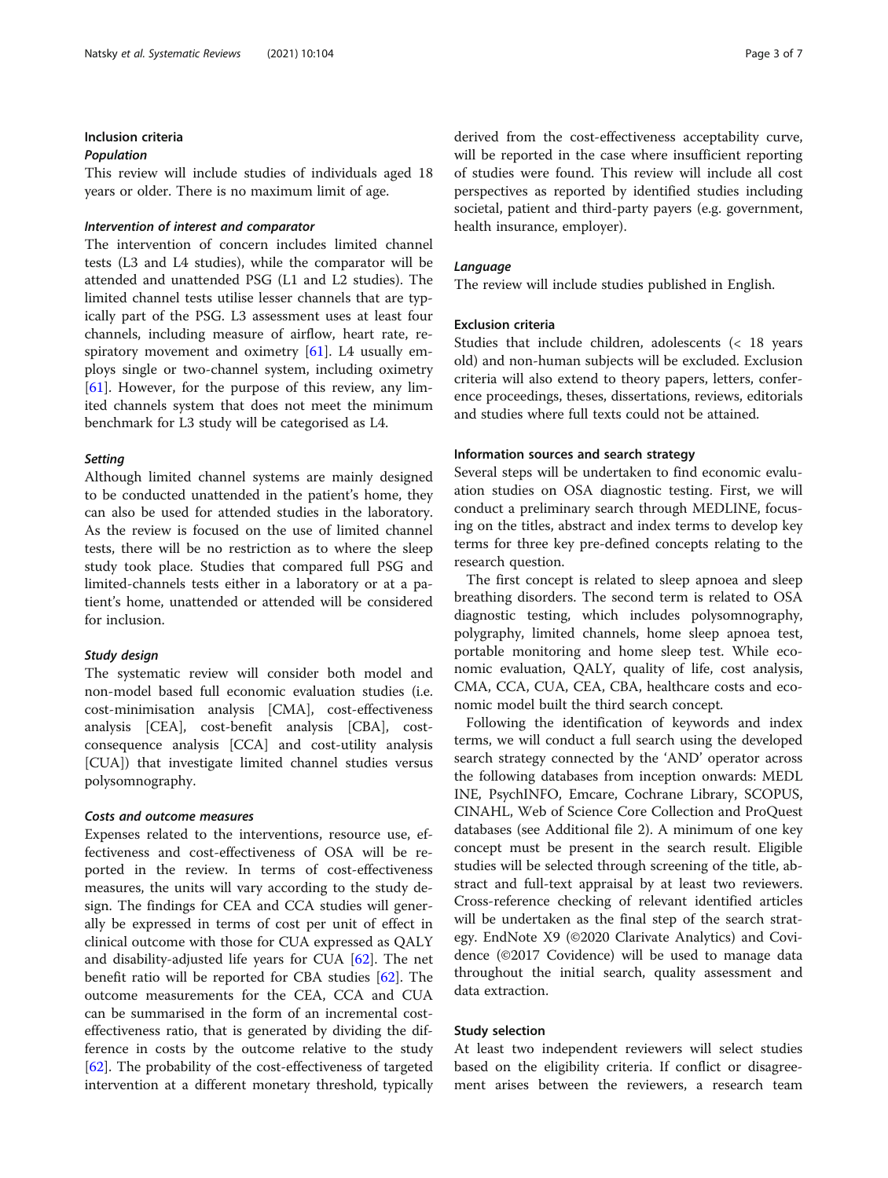## Inclusion criteria

### *Population*

This review will include studies of individuals aged 18 years or older. There is no maximum limit of age.

### *Intervention of interest and comparator*

The intervention of concern includes limited channel tests (L3 and L4 studies), while the comparator will be attended and unattended PSG (L1 and L2 studies). The limited channel tests utilise lesser channels that are typically part of the PSG. L3 assessment uses at least four channels, including measure of airflow, heart rate, respiratory movement and oximetry [61]. L4 usually employs single or two-channel system, including oximetry [61]. However, for the purpose of this review, any limited channels system that does not meet the minimum benchmark for L3 study will be categorised as L4.

### *Setting*

Although limited channel systems are mainly designed to be conducted unattended in the patient's home, they can also be used for attended studies in the laboratory. As the review is focused on the use of limited channel tests, there will be no restriction as to where the sleep study took place. Studies that compared full PSG and limited-channels tests either in a laboratory or at a patient's home, unattended or attended will be considered for inclusion.

### *Study design*

The systematic review will consider both model and non-model based full economic evaluation studies (i.e. cost-minimisation analysis [CMA], cost-effectiveness analysis [CEA], cost-benefit analysis [CBA], cost-consequence analysis [CCA] and cost-utility analysis [CUA]) that investigate limited channel studies versus polysomnography.

### *Costs and outcome measures*

Expenses related to the interventions, resource use, effectiveness and cost-effectiveness of OSA will be reported in the review. In terms of cost-effectiveness measures, the units will vary according to the study design. The findings for CEA and CCA studies will generally be expressed in terms of cost per unit of effect in clinical outcome with those for CUA expressed as QALY and disability-adjusted life years for CUA [62]. The net benefit ratio will be reported for CBA studies [62]. The outcome measurements for the CEA, CCA and CUA can be summarised in the form of an incremental cost-effectiveness ratio, that is generated by dividing the difference in costs by the outcome relative to the study [62]. The probability of the cost-effectiveness of targeted intervention at a different monetary threshold, typically derived from the cost-effectiveness acceptability curve, will be reported in the case where insufficient reporting of studies were found. This review will include all cost perspectives as reported by identified studies including societal, patient and third-party payers (e.g. government, health insurance, employer).

### *Language*

The review will include studies published in English.

## Exclusion criteria

Studies that include children, adolescents (< 18 years old) and non-human subjects will be excluded. Exclusion criteria will also extend to theory papers, letters, conference proceedings, theses, dissertations, reviews, editorials and studies where full texts could not be attained.

## Information sources and search strategy

Several steps will be undertaken to find economic evaluation studies on OSA diagnostic testing. First, we will conduct a preliminary search through MEDLINE, focusing on the titles, abstract and index terms to develop key terms for three key pre-defined concepts relating to the research question.

The first concept is related to sleep apnoea and sleep breathing disorders. The second term is related to OSA diagnostic testing, which includes polysomnography, polygraphy, limited channels, home sleep apnoea test, portable monitoring and home sleep test. While economic evaluation, QALY, quality of life, cost analysis, CMA, CCA, CUA, CEA, CBA, healthcare costs and economic model built the third search concept.

Following the identification of keywords and index terms, we will conduct a full search using the developed search strategy connected by the 'AND' operator across the following databases from inception onwards: MEDLINE, PsychINFO, Emcare, Cochrane Library, SCOPUS, CINAHL, Web of Science Core Collection and ProQuest databases (see Additional file 2). A minimum of one key concept must be present in the search result. Eligible studies will be selected through screening of the title, abstract and full-text appraisal by at least two reviewers. Cross-reference checking of relevant identified articles will be undertaken as the final step of the search strategy. EndNote X9 (©2020 Clarivate Analytics) and Covidence (©2017 Covidence) will be used to manage data throughout the initial search, quality assessment and data extraction.

## Study selection

At least two independent reviewers will select studies based on the eligibility criteria. If conflict or disagreement arises between the reviewers, a research team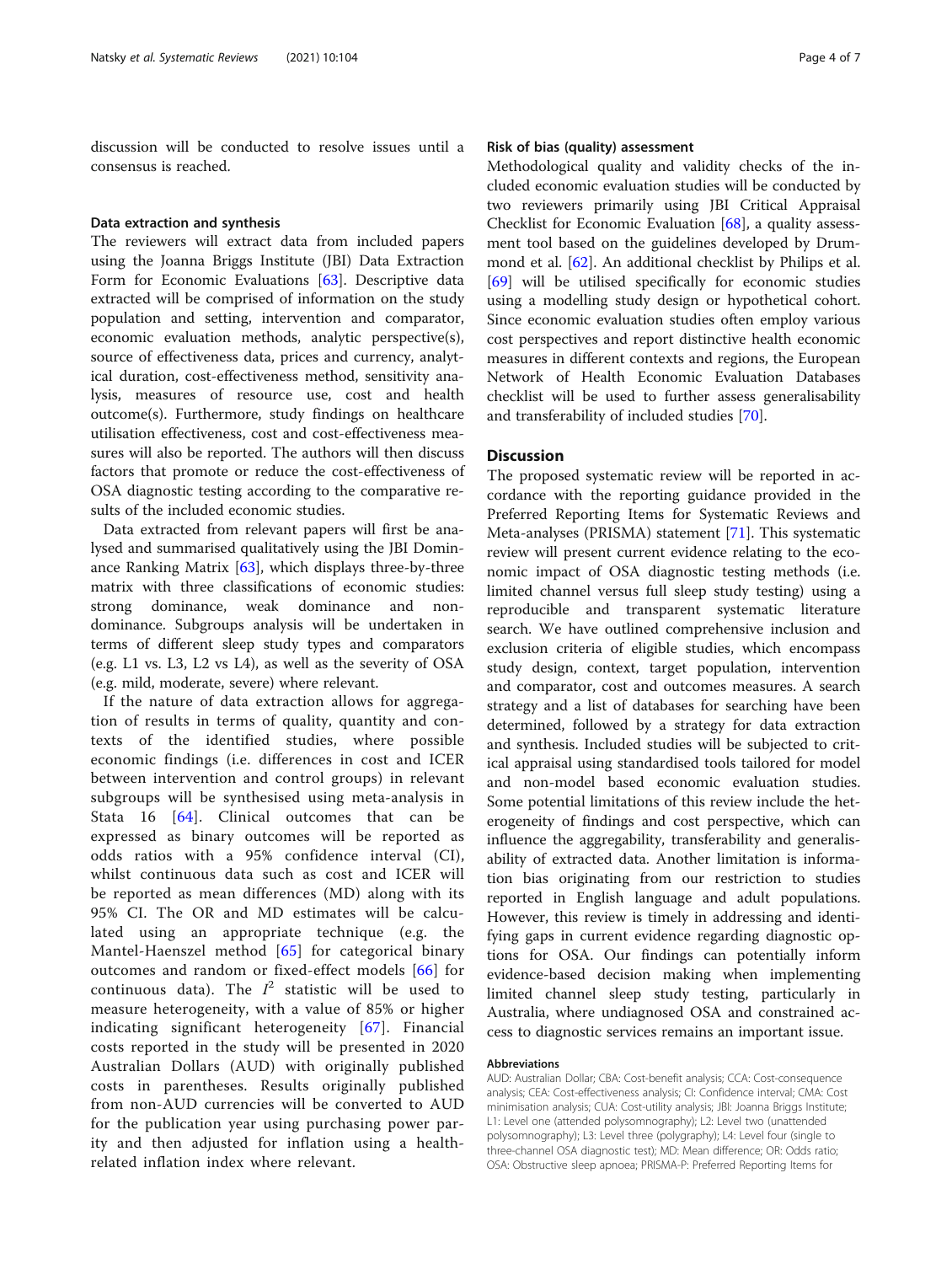discussion will be conducted to resolve issues until a consensus is reached.

### Data extraction and synthesis

The reviewers will extract data from included papers using the Joanna Briggs Institute (JBI) Data Extraction Form for Economic Evaluations [63]. Descriptive data extracted will be comprised of information on the study population and setting, intervention and comparator, economic evaluation methods, analytic perspective(s), source of effectiveness data, prices and currency, analytical duration, cost-effectiveness method, sensitivity analysis, measures of resource use, cost and health outcome(s). Furthermore, study findings on healthcare utilisation effectiveness, cost and cost-effectiveness measures will also be reported. The authors will then discuss factors that promote or reduce the cost-effectiveness of OSA diagnostic testing according to the comparative results of the included economic studies.

Data extracted from relevant papers will first be analysed and summarised qualitatively using the JBI Dominance Ranking Matrix [63], which displays three-by-three matrix with three classifications of economic studies: strong dominance, weak dominance and non-dominance. Subgroups analysis will be undertaken in terms of different sleep study types and comparators (e.g. L1 vs. L3, L2 vs L4), as well as the severity of OSA (e.g. mild, moderate, severe) where relevant.

If the nature of data extraction allows for aggregation of results in terms of quality, quantity and contexts of the identified studies, where possible economic findings (i.e. differences in cost and ICER between intervention and control groups) in relevant subgroups will be synthesised using meta-analysis in Stata 16 [64]. Clinical outcomes that can be expressed as binary outcomes will be reported as odds ratios with a 95% confidence interval (CI), whilst continuous data such as cost and ICER will be reported as mean differences (MD) along with its 95% CI. The OR and MD estimates will be calculated using an appropriate technique (e.g. the Mantel-Haenszel method [65] for categorical binary outcomes and random or fixed-effect models [66] for continuous data). The $I^2$ statistic will be used to measure heterogeneity, with a value of 85% or higher indicating significant heterogeneity [67]. Financial costs reported in the study will be presented in 2020 Australian Dollars (AUD) with originally published costs in parentheses. Results originally published from non-AUD currencies will be converted to AUD for the publication year using purchasing power parity and then adjusted for inflation using a health-related inflation index where relevant.

### Risk of bias (quality) assessment

Methodological quality and validity checks of the included economic evaluation studies will be conducted by two reviewers primarily using JBI Critical Appraisal Checklist for Economic Evaluation [68], a quality assessment tool based on the guidelines developed by Drummond et al. [62]. An additional checklist by Philips et al. [69] will be utilised specifically for economic studies using a modelling study design or hypothetical cohort. Since economic evaluation studies often employ various cost perspectives and report distinctive health economic measures in different contexts and regions, the European Network of Health Economic Evaluation Databases checklist will be used to further assess generalisability and transferability of included studies [70].

## Discussion

The proposed systematic review will be reported in accordance with the reporting guidance provided in the Preferred Reporting Items for Systematic Reviews and Meta-analyses (PRISMA) statement [71]. This systematic review will present current evidence relating to the economic impact of OSA diagnostic testing methods (i.e. limited channel versus full sleep study testing) using a reproducible and transparent systematic literature search. We have outlined comprehensive inclusion and exclusion criteria of eligible studies, which encompass study design, context, target population, intervention and comparator, cost and outcomes measures. A search strategy and a list of databases for searching have been determined, followed by a strategy for data extraction and synthesis. Included studies will be subjected to critical appraisal using standardised tools tailored for model and non-model based economic evaluation studies. Some potential limitations of this review include the heterogeneity of findings and cost perspective, which can influence the aggregability, transferability and generalisability of extracted data. Another limitation is information bias originating from our restriction to studies reported in English language and adult populations. However, this review is timely in addressing and identifying gaps in current evidence regarding diagnostic options for OSA. Our findings can potentially inform evidence-based decision making when implementing limited channel sleep study testing, particularly in Australia, where undiagnosed OSA and constrained access to diagnostic services remains an important issue.

#### Abbreviations

AUD: Australian Dollar; CBA: Cost-benefit analysis; CCA: Cost-consequence analysis; CEA: Cost-effectiveness analysis; CI: Confidence interval; CMA: Cost minimisation analysis; CUA: Cost-utility analysis; JBI: Joanna Briggs Institute; L1: Level one (attended polysomnography); L2: Level two (unattended polysomnography); L3: Level three (polygraphy); L4: Level four (single to three-channel OSA diagnostic test); MD: Mean difference; OR: Odds ratio; OSA: Obstructive sleep apnoea; PRISMA-P: Preferred Reporting Items for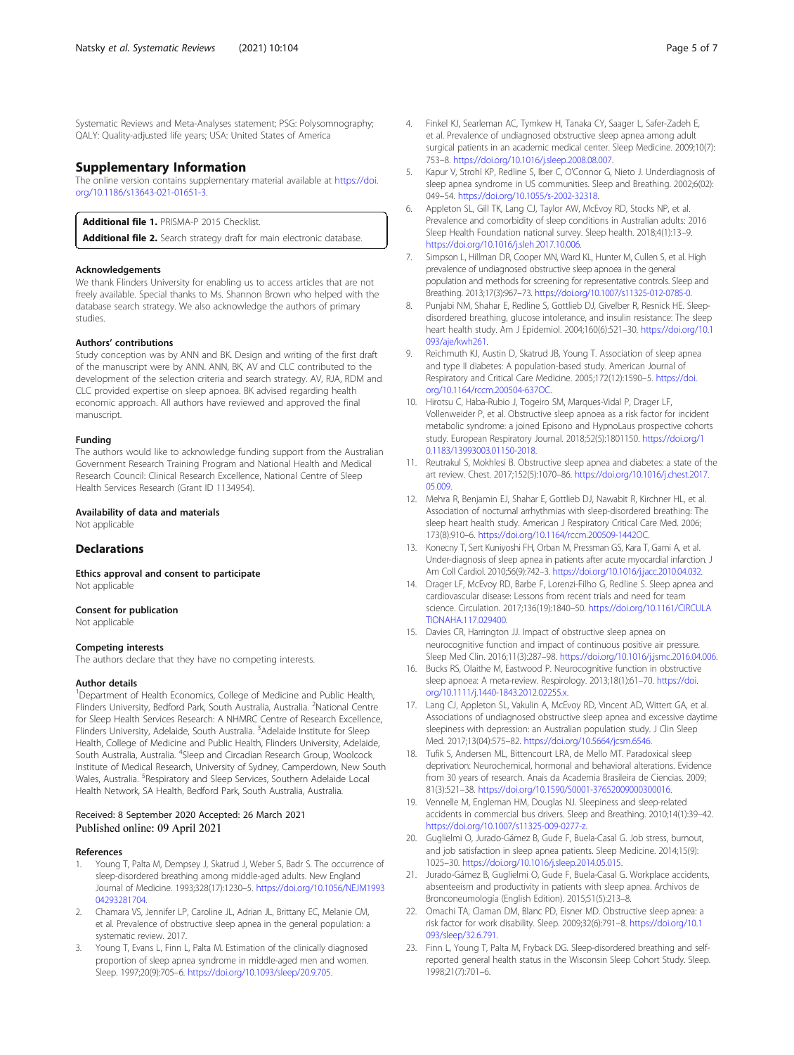Systematic Reviews and Meta-Analyses statement; PSG: Polysomnography; QALY: Quality-adjusted life years; USA: United States of America

## Supplementary Information

The online version contains supplementary material available at https://doi.org/10.1186/s13643-021-01651-3.

**Additional file 1.** PRISMA-P 2015 Checklist.

**Additional file 2.** Search strategy draft for main electronic database.

#### Acknowledgements

We thank Flinders University for enabling us to access articles that are not freely available. Special thanks to Ms. Shannon Brown who helped with the database search strategy. We also acknowledge the authors of primary studies.

#### Authors' contributions

Study conception was by ANN and BK. Design and writing of the first draft of the manuscript were by ANN. ANN, BK, AV and CLC contributed to the development of the selection criteria and search strategy. AV, RJA, RDM and CLC provided expertise on sleep apnoea. BK advised regarding health economic approach. All authors have reviewed and approved the final manuscript.

#### Funding

The authors would like to acknowledge funding support from the Australian Government Research Training Program and National Health and Medical Research Council: Clinical Research Excellence, National Centre of Sleep Health Services Research (Grant ID 1134954).

#### Availability of data and materials

Not applicable

## Declarations

#### Ethics approval and consent to participate

Not applicable

#### Consent for publication

Not applicable

#### Competing interests

The authors declare that they have no competing interests.

#### Author details

[1]Department of Health Economics, College of Medicine and Public Health, Flinders University, Bedford Park, South Australia, Australia. [2]National Centre for Sleep Health Services Research: A NHMRC Centre of Research Excellence, Flinders University, Adelaide, South Australia. [3]Adelaide Institute for Sleep Health, College of Medicine and Public Health, Flinders University, Adelaide, South Australia, Australia. [4]Sleep and Circadian Research Group, Woolcock Institute of Medical Research, University of Sydney, Camperdown, New South Wales, Australia. [5]Respiratory and Sleep Services, Southern Adelaide Local Health Network, SA Health, Bedford Park, South Australia, Australia.

Received: 8 September 2020 Accepted: 26 March 2021
Published online: 09 April 2021

#### References

1. Young T, Palta M, Dempsey J, Skatrud J, Weber S, Badr S. The occurrence of sleep-disordered breathing among middle-aged adults. New England Journal of Medicine. 1993;328(17):1230–5. https://doi.org/10.1056/NEJM199304293281704.
2. Chamara VS, Jennifer LP, Caroline JL, Adrian JL, Brittany EC, Melanie CM, et al. Prevalence of obstructive sleep apnea in the general population: a systematic review. 2017.
3. Young T, Evans L, Finn L, Palta M. Estimation of the clinically diagnosed proportion of sleep apnea syndrome in middle-aged men and women. Sleep. 1997;20(9):705–6. https://doi.org/10.1093/sleep/20.9.705.
4. Finkel KJ, Searleman AC, Tymkew H, Tanaka CY, Saager L, Safer-Zadeh E, et al. Prevalence of undiagnosed obstructive sleep apnea among adult surgical patients in an academic medical center. Sleep Medicine. 2009;10(7):753–8. https://doi.org/10.1016/j.sleep.2008.08.007.
5. Kapur V, Strohl KP, Redline S, Iber C, O'Connor G, Nieto J. Underdiagnosis of sleep apnea syndrome in US communities. Sleep and Breathing. 2002;6(02):049–54. https://doi.org/10.1055/s-2002-32318.
6. Appleton SL, Gill TK, Lang CJ, Taylor AW, McEvoy RD, Stocks NP, et al. Prevalence and comorbidity of sleep conditions in Australian adults: 2016 Sleep Health Foundation national survey. Sleep health. 2018;4(1):13–9. https://doi.org/10.1016/j.sleh.2017.10.006.
7. Simpson L, Hillman DR, Cooper MN, Ward KL, Hunter M, Cullen S, et al. High prevalence of undiagnosed obstructive sleep apnoea in the general population and methods for screening for representative controls. Sleep and Breathing. 2013;17(3):967–73. https://doi.org/10.1007/s11325-012-0785-0.
8. Punjabi NM, Shahar E, Redline S, Gottlieb DJ, Givelber R, Resnick HE. Sleep-disordered breathing, glucose intolerance, and insulin resistance: The sleep heart health study. Am J Epidemiol. 2004;160(6):521–30. https://doi.org/10.1093/aje/kwh261.
9. Reichmuth KJ, Austin D, Skatrud JB, Young T. Association of sleep apnea and type II diabetes: A population-based study. American Journal of Respiratory and Critical Care Medicine. 2005;172(12):1590–5. https://doi.org/10.1164/rccm.200504-637OC.
10. Hirotsu C, Haba-Rubio J, Togeiro SM, Marques-Vidal P, Drager LF, Vollenweider P, et al. Obstructive sleep apnoea as a risk factor for incident metabolic syndrome: a joined Episono and HypnoLaus prospective cohorts study. European Respiratory Journal. 2018;52(5):1801150. https://doi.org/10.1183/13993003.01150-2018.
11. Reutrakul S, Mokhlesi B. Obstructive sleep apnea and diabetes: a state of the art review. Chest. 2017;152(5):1070–86. https://doi.org/10.1016/j.chest.2017.05.009.
12. Mehra R, Benjamin EJ, Shahar E, Gottlieb DJ, Nawabit R, Kirchner HL, et al. Association of nocturnal arrhythmias with sleep-disordered breathing: The sleep heart health study. American J Respiratory Critical Care Med. 2006;173(8):910–6. https://doi.org/10.1164/rccm.200509-1442OC.
13. Konecny T, Sert Kuniyoshi FH, Orban M, Pressman GS, Kara T, Gami A, et al. Under-diagnosis of sleep apnea in patients after acute myocardial infarction. J Am Coll Cardiol. 2010;56(9):742–3. https://doi.org/10.1016/j.jacc.2010.04.032.
14. Drager LF, McEvoy RD, Barbe F, Lorenzi-Filho G, Redline S. Sleep apnea and cardiovascular disease: Lessons from recent trials and need for team science. Circulation. 2017;136(19):1840–50. https://doi.org/10.1161/CIRCULATIONAHA.117.029400.
15. Davies CR, Harrington JJ. Impact of obstructive sleep apnea on neurocognitive function and impact of continuous positive air pressure. Sleep Med Clin. 2016;11(3):287–98. https://doi.org/10.1016/j.jsmc.2016.04.006.
16. Bucks RS, Olaithe M, Eastwood P. Neurocognitive function in obstructive sleep apnoea: A meta-review. Respirology. 2013;18(1):61–70. https://doi.org/10.1111/j.1440-1843.2012.02255.x.
17. Lang CJ, Appleton SL, Vakulin A, McEvoy RD, Vincent AD, Wittert GA, et al. Associations of undiagnosed obstructive sleep apnea and excessive daytime sleepiness with depression: An Australian population study. J Clin Sleep Med. 2017;13(04):575–82. https://doi.org/10.5664/jcsm.6546.
18. Tufik S, Andersen ML, Bittencourt LRA, de Mello MT. Paradoxical sleep deprivation: Neurochemical, hormonal and behavioral alterations. Evidence from 30 years of research. Anais da Academia Brasileira de Ciencias. 2009;81(3):521–38. https://doi.org/10.1590/S0001-37652009000300016.
19. Vennelle M, Engleman HM, Douglas NJ. Sleepiness and sleep-related accidents in commercial bus drivers. Sleep and Breathing. 2010;14(1):39–42. https://doi.org/10.1007/s11325-009-0277-z.
20. Guglielmi O, Jurado-Gámez B, Gude F, Buela-Casal G. Job stress, burnout, and job satisfaction in sleep apnea patients. Sleep Medicine. 2014;15(9):1025–30. https://doi.org/10.1016/j.sleep.2014.05.015.
21. Jurado-Gámez B, Guglielmi O, Gude F, Buela-Casal G. Workplace accidents, absenteeism and productivity in patients with sleep apnea. Archivos de Bronconeumología (English Edition). 2015;51(5):213–8.
22. Omachi TA, Claman DM, Blanc PD, Eisner MD. Obstructive sleep apnea: a risk factor for work disability. Sleep. 2009;32(6):791–8. https://doi.org/10.1093/sleep/32.6.791.
23. Finn L, Young T, Palta M, Fryback DG. Sleep-disordered breathing and self-reported general health status in the Wisconsin Sleep Cohort Study. Sleep. 1998;21(7):701–6.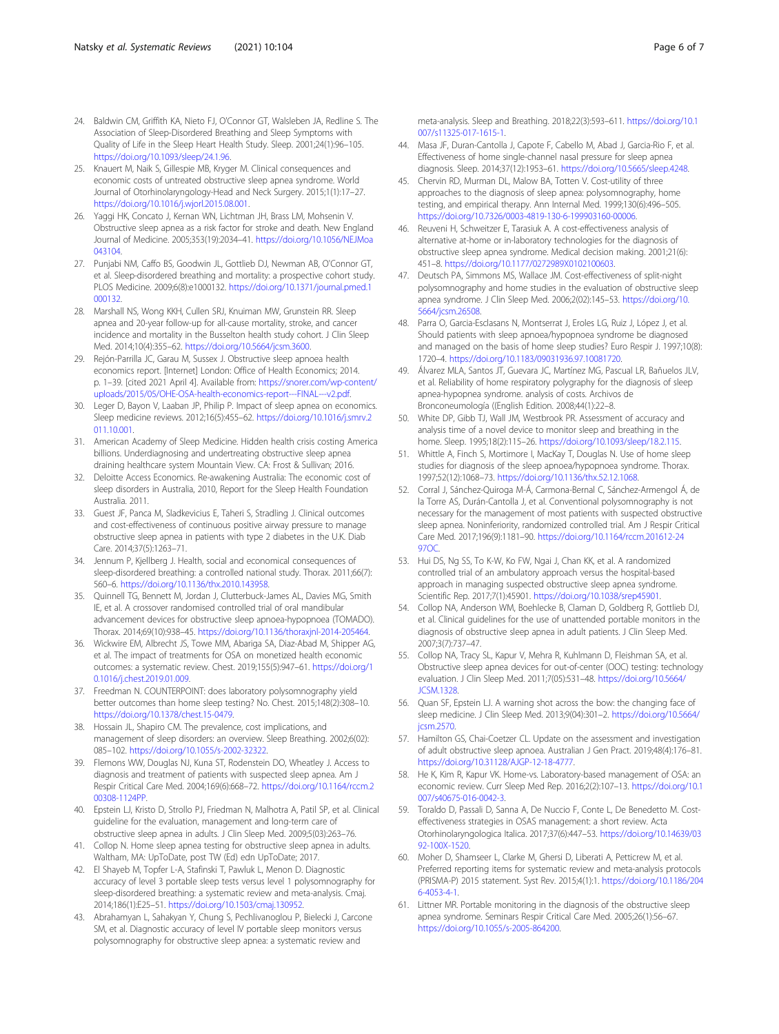24. Baldwin CM, Griffith KA, Nieto FJ, O'Connor GT, Walsleben JA, Redline S. The Association of Sleep-Disordered Breathing and Sleep Symptoms with Quality of Life in the Sleep Heart Health Study. Sleep. 2001;24(1):96–105. https://doi.org/10.1093/sleep/24.1.96.
25. Knauert M, Naik S, Gillespie MB, Kryger M. Clinical consequences and economic costs of untreated obstructive sleep apnea syndrome. World Journal of Otorhinolaryngology-Head and Neck Surgery. 2015;1(1):17–27. https://doi.org/10.1016/j.wjorl.2015.08.001.
26. Yaggi HK, Concato J, Kernan WN, Lichtman JH, Brass LM, Mohsenin V. Obstructive sleep apnea as a risk factor for stroke and death. New England Journal of Medicine. 2005;353(19):2034–41. https://doi.org/10.1056/NEJMoa043104.
27. Punjabi NM, Caffo BS, Goodwin JL, Gottlieb DJ, Newman AB, O'Connor GT, et al. Sleep-disordered breathing and mortality: a prospective cohort study. PLOS Medicine. 2009;6(8):e1000132. https://doi.org/10.1371/journal.pmed.1000132.
28. Marshall NS, Wong KKH, Cullen SRJ, Knuiman MW, Grunstein RR. Sleep apnea and 20-year follow-up for all-cause mortality, stroke, and cancer incidence and mortality in the Busselton health study cohort. J Clin Sleep Med. 2014;10(4):355–62. https://doi.org/10.5664/jcsm.3600.
29. Rejón-Parrilla JC, Garau M, Sussex J. Obstructive sleep apnoea health economics report. [Internet] London: Office of Health Economics; 2014. p. 1–39. [cited 2021 April 4]. Available from: https://snorer.com/wp-content/uploads/2015/05/OHE-OSA-health-economics-report---FINAL---v2.pdf.
30. Leger D, Bayon V, Laaban JP, Philip P. Impact of sleep apnea on economics. Sleep medicine reviews. 2012;16(5):455–62. https://doi.org/10.1016/j.smrv.2011.10.001.
31. American Academy of Sleep Medicine. Hidden health crisis costing America billions. Underdiagnosing and undertreating obstructive sleep apnea draining healthcare system Mountain View. CA: Frost & Sullivan; 2016.
32. Deloitte Access Economics. Re-awakening Australia: The economic cost of sleep disorders in Australia, 2010, Report for the Sleep Health Foundation Australia. 2011.
33. Guest JF, Panca M, Sladkevicius E, Taheri S, Stradling J. Clinical outcomes and cost-effectiveness of continuous positive airway pressure to manage obstructive sleep apnea in patients with type 2 diabetes in the U.K. Diab Care. 2014;37(5):1263–71.
34. Jennum P, Kjellberg J. Health, social and economical consequences of sleep-disordered breathing: a controlled national study. Thorax. 2011;66(7):560–6. https://doi.org/10.1136/thx.2010.143958.
35. Quinnell TG, Bennett M, Jordan J, Clutterbuck-James AL, Davies MG, Smith IE, et al. A crossover randomised controlled trial of oral mandibular advancement devices for obstructive sleep apnoea-hypopnoea (TOMADO). Thorax. 2014;69(10):938–45. https://doi.org/10.1136/thoraxjnl-2014-205464.
36. Wickwire EM, Albrecht JS, Towe MM, Abariga SA, Diaz-Abad M, Shipper AG, et al. The impact of treatments for OSA on monetized health economic outcomes: a systematic review. Chest. 2019;155(5):947–61. https://doi.org/10.1016/j.chest.2019.01.009.
37. Freedman N. COUNTERPOINT: does laboratory polysomnography yield better outcomes than home sleep testing? No. Chest. 2015;148(2):308–10. https://doi.org/10.1378/chest.15-0479.
38. Hossain JL, Shapiro CM. The prevalence, cost implications, and management of sleep disorders: an overview. Sleep Breathing. 2002;6(02):085–102. https://doi.org/10.1055/s-2002-32322.
39. Flemons WW, Douglas NJ, Kuna ST, Rodenstein DO, Wheatley J. Access to diagnosis and treatment of patients with suspected sleep apnea. Am J Respir Critical Care Med. 2004;169(6):668–72. https://doi.org/10.1164/rccm.200308-1124PP.
40. Epstein LJ, Kristo D, Strollo PJ, Friedman N, Malhotra A, Patil SP, et al. Clinical guideline for the evaluation, management and long-term care of obstructive sleep apnea in adults. J Clin Sleep Med. 2009;5(03):263–76.
41. Collop N. Home sleep apnea testing for obstructive sleep apnea in adults. Waltham, MA: UpToDate, post TW (Ed) edn UpToDate; 2017.
42. El Shayeb M, Topfer L-A, Stafinski T, Pawluk L, Menon D. Diagnostic accuracy of level 3 portable sleep tests versus level 1 polysomnography for sleep-disordered breathing: a systematic review and meta-analysis. Cmaj. 2014;186(1):E25–51. https://doi.org/10.1503/cmaj.130952.
43. Abrahamyan L, Sahakyan Y, Chung S, Pechlivanoglou P, Bielecki J, Carcone SM, et al. Diagnostic accuracy of level IV portable sleep monitors versus polysomnography for obstructive sleep apnea: a systematic review and meta-analysis. Sleep and Breathing. 2018;22(3):593–611. https://doi.org/10.1007/s11325-017-1615-1.
44. Masa JF, Duran-Cantolla J, Capote F, Cabello M, Abad J, Garcia-Rio F, et al. Effectiveness of home single-channel nasal pressure for sleep apnea diagnosis. Sleep. 2014;37(12):1953–61. https://doi.org/10.5665/sleep.4248.
45. Chervin RD, Murman DL, Malow BA, Totten V. Cost-utility of three approaches to the diagnosis of sleep apnea: polysomnography, home testing, and empirical therapy. Ann Internal Med. 1999;130(6):496–505. https://doi.org/10.7326/0003-4819-130-6-199903160-00006.
46. Reuveni H, Schweitzer E, Tarasiuk A. A cost-effectiveness analysis of alternative at-home or in-laboratory technologies for the diagnosis of obstructive sleep apnea syndrome. Medical decision making. 2001;21(6):451–8. https://doi.org/10.1177/0272989X0102100603.
47. Deutsch PA, Simmons MS, Wallace JM. Cost-effectiveness of split-night polysomnography and home studies in the evaluation of obstructive sleep apnea syndrome. J Clin Sleep Med. 2006;2(02):145–53. https://doi.org/10.5664/jcsm.26508.
48. Parra O, Garcia-Esclasans N, Montserrat J, Eroles LG, Ruiz J, López J, et al. Should patients with sleep apnoea/hypopnoea syndrome be diagnosed and managed on the basis of home sleep studies? Euro Respir J. 1997;10(8):1720–4. https://doi.org/10.1183/09031936.97.10081720.
49. Álvarez MLA, Santos JT, Guevara JC, Martínez MG, Pascual LR, Bañuelos JLV, et al. Reliability of home respiratory polygraphy for the diagnosis of sleep apnea-hypopnea syndrome. analysis of costs. Archivos de Bronconeumología ((English Edition. 2008;44(1):22–8.
50. White DP, Gibb TJ, Wall JM, Westbrook PR. Assessment of accuracy and analysis time of a novel device to monitor sleep and breathing in the home. Sleep. 1995;18(2):115–26. https://doi.org/10.1093/sleep/18.2.115.
51. Whittle A, Finch S, Mortimore I, MacKay T, Douglas N. Use of home sleep studies for diagnosis of the sleep apnoea/hypopnoea syndrome. Thorax. 1997;52(12):1068–73. https://doi.org/10.1136/thx.52.12.1068.
52. Corral J, Sánchez-Quiroga M-Á, Carmona-Bernal C, Sánchez-Armengol Á, de la Torre AS, Durán-Cantolla J, et al. Conventional polysomnography is not necessary for the management of most patients with suspected obstructive sleep apnea. Noninferiority, randomized controlled trial. Am J Respir Critical Care Med. 2017;196(9):1181–90. https://doi.org/10.1164/rccm.201612-2497OC.
53. Hui DS, Ng SS, To K-W, Ko FW, Ngai J, Chan KK, et al. A randomized controlled trial of an ambulatory approach versus the hospital-based approach in managing suspected obstructive sleep apnea syndrome. Scientific Rep. 2017;7(1):45901. https://doi.org/10.1038/srep45901.
54. Collop NA, Anderson WM, Boehlecke B, Claman D, Goldberg R, Gottlieb DJ, et al. Clinical guidelines for the use of unattended portable monitors in the diagnosis of obstructive sleep apnea in adult patients. J Clin Sleep Med. 2007;3(7):737–47.
55. Collop NA, Tracy SL, Kapur V, Mehra R, Kuhlmann D, Fleishman SA, et al. Obstructive sleep apnea devices for out-of-center (OOC) testing: technology evaluation. J Clin Sleep Med. 2011;7(05):531–48. https://doi.org/10.5664/JCSM.1328.
56. Quan SF, Epstein LJ. A warning shot across the bow: the changing face of sleep medicine. J Clin Sleep Med. 2013;9(04):301–2. https://doi.org/10.5664/jcsm.2570.
57. Hamilton GS, Chai-Coetzer CL. Update on the assessment and investigation of adult obstructive sleep apnoea. Australian J Gen Pract. 2019;48(4):176–81. https://doi.org/10.31128/AJGP-12-18-4777.
58. He K, Kim R, Kapur VK. Home-vs. Laboratory-based management of OSA: an economic review. Curr Sleep Med Rep. 2016;2(2):107–13. https://doi.org/10.1007/s40675-016-0042-3.
59. Toraldo D, Passali D, Sanna A, De Nuccio F, Conte L, De Benedetto M. Cost-effectiveness strategies in OSAS management: a short review. Acta Otorhinolaryngologica Italica. 2017;37(6):447–53. https://doi.org/10.14639/0392-100X-1520.
60. Moher D, Shamseer L, Clarke M, Ghersi D, Liberati A, Petticrew M, et al. Preferred reporting items for systematic review and meta-analysis protocols (PRISMA-P) 2015 statement. Syst Rev. 2015;4(1):1. https://doi.org/10.1186/2046-4053-4-1.
61. Littner MR. Portable monitoring in the diagnosis of the obstructive sleep apnea syndrome. Seminars Respir Critical Care Med. 2005;26(1):56–67. https://doi.org/10.1055/s-2005-864200.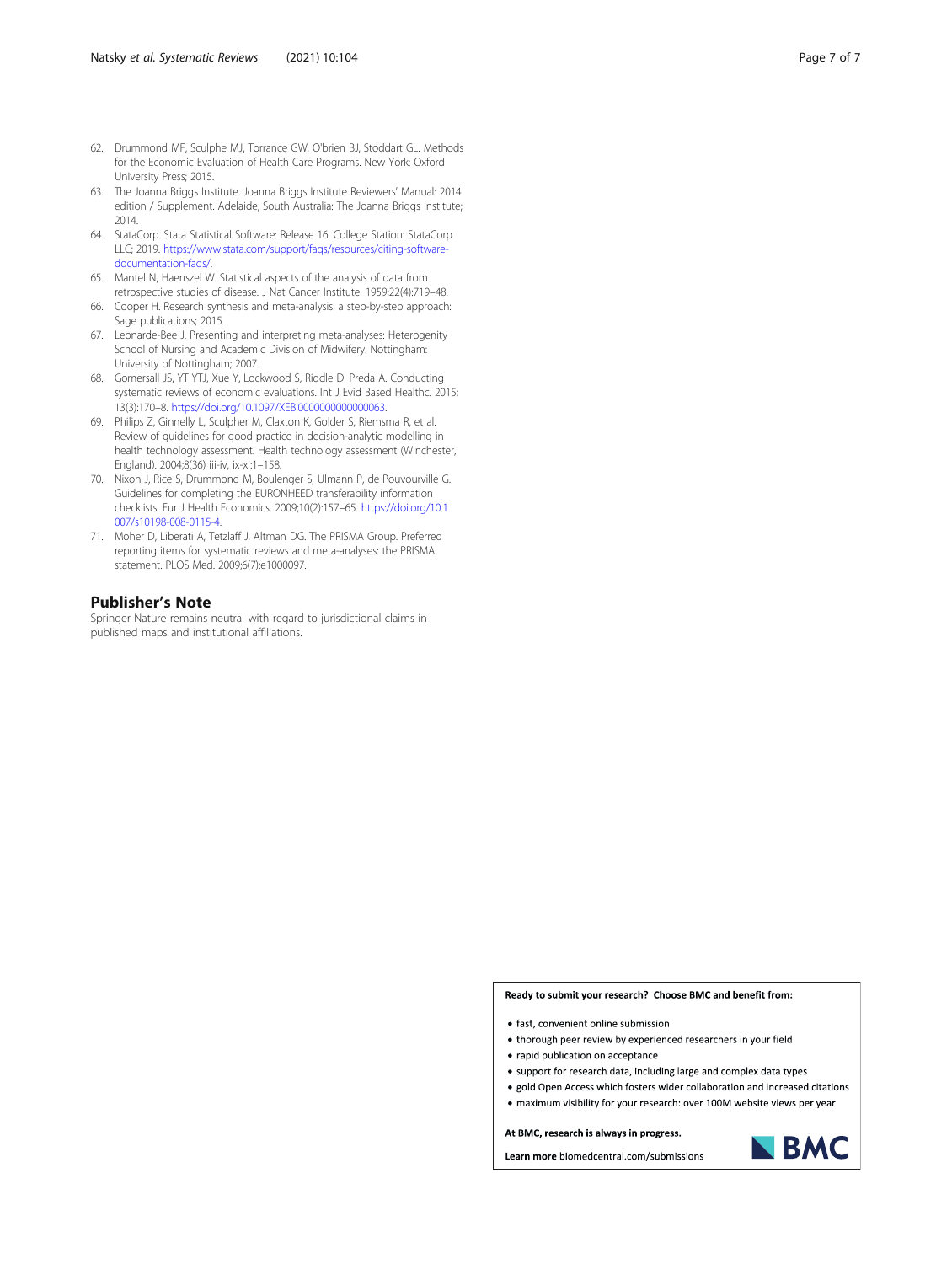62. Drummond MF, Sculphe MJ, Torrance GW, O'brien BJ, Stoddart GL. Methods for the Economic Evaluation of Health Care Programs. New York: Oxford University Press; 2015.
63. The Joanna Briggs Institute. Joanna Briggs Institute Reviewers' Manual: 2014 edition / Supplement. Adelaide, South Australia: The Joanna Briggs Institute; 2014.
64. StataCorp. Stata Statistical Software: Release 16. College Station: StataCorp LLC; 2019. https://www.stata.com/support/faqs/resources/citing-software-documentation-faqs/.
65. Mantel N, Haenszel W. Statistical aspects of the analysis of data from retrospective studies of disease. J Nat Cancer Institute. 1959;22(4):719–48.
66. Cooper H. Research synthesis and meta-analysis: a step-by-step approach: Sage publications; 2015.
67. Leonarde-Bee J. Presenting and interpreting meta-analyses: Heterogenity School of Nursing and Academic Division of Midwifery. Nottingham: University of Nottingham; 2007.
68. Gomersall JS, YT YTJ, Xue Y, Lockwood S, Riddle D, Preda A. Conducting systematic reviews of economic evaluations. Int J Evid Based Healthc. 2015; 13(3):170–8. https://doi.org/10.1097/XEB.0000000000000063.
69. Philips Z, Ginnelly L, Sculpher M, Claxton K, Golder S, Riemsma R, et al. Review of guidelines for good practice in decision-analytic modelling in health technology assessment. Health technology assessment (Winchester, England). 2004;8(36) iii-iv, ix-xi:1–158.
70. Nixon J, Rice S, Drummond M, Boulenger S, Ulmann P, de Pouvourville G. Guidelines for completing the EURONHEED transferability information checklists. Eur J Health Economics. 2009;10(2):157–65. https://doi.org/10.1007/s10198-008-0115-4.
71. Moher D, Liberati A, Tetzlaff J, Altman DG. The PRISMA Group. Preferred reporting items for systematic reviews and meta-analyses: the PRISMA statement. PLOS Med. 2009;6(7):e1000097.

## Publisher's Note

Springer Nature remains neutral with regard to jurisdictional claims in published maps and institutional affiliations.

**Ready to submit your research? Choose BMC and benefit from:**

- fast, convenient online submission
- thorough peer review by experienced researchers in your field
- rapid publication on acceptance
- support for research data, including large and complex data types
- gold Open Access which fosters wider collaboration and increased citations
- maximum visibility for your research: over 100M website views per year

**At BMC, research is always in progress.**

**Learn more** biomedcentral.com/submissions

BMC